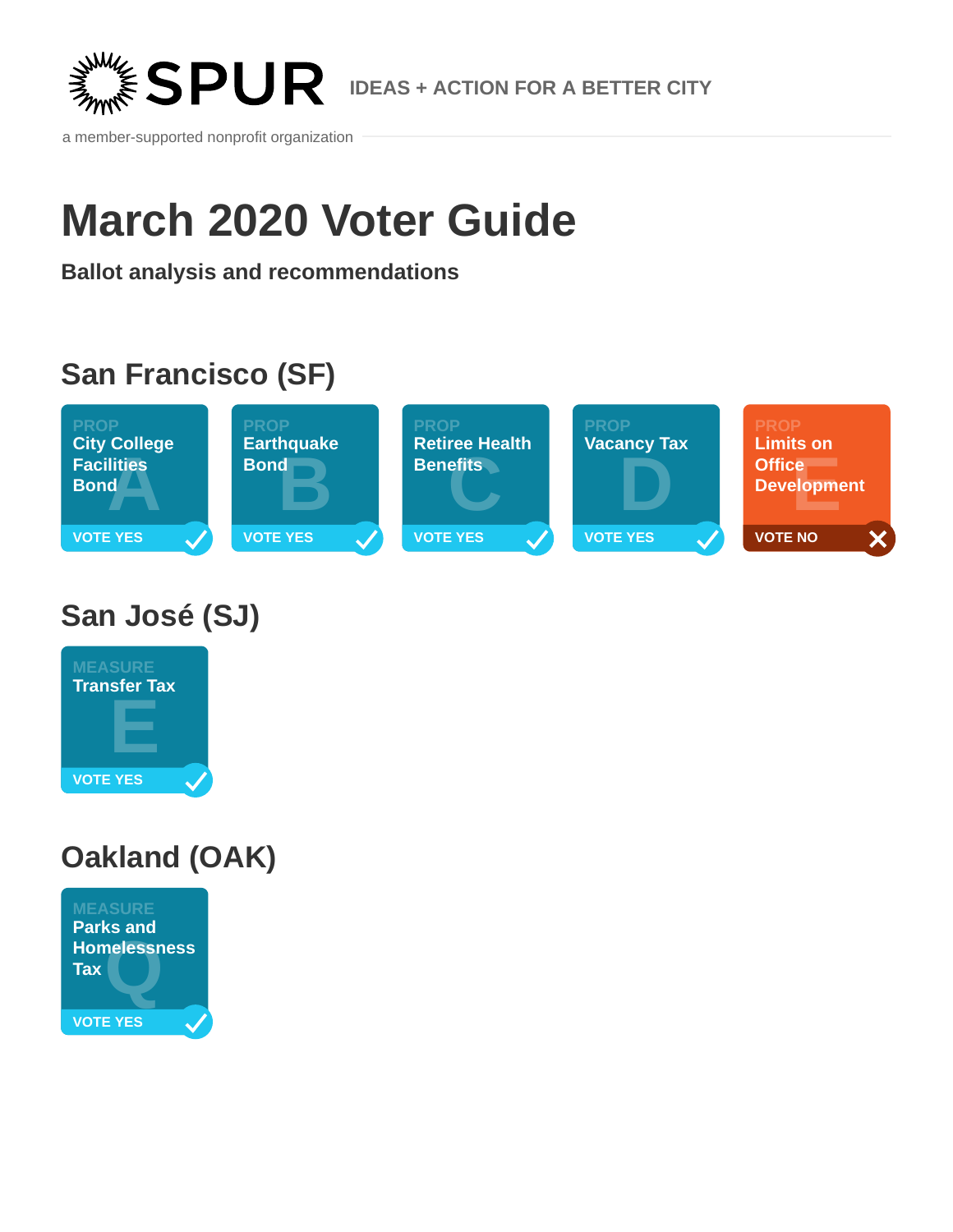**SPUR** IDEAS + ACTION FOR A BETTER CITY

a member-supported nonprofit organization

# March 2020 Voter Guide

**Ballot analysis and recommendations**

## San Francisco (SF)

- **PROP A** — City College Facilities Bond — VOTE YES
- **PROP B** — Earthquake Bond — VOTE YES
- **PROP C** — Retiree Health Benefits — VOTE YES
- **PROP D** — Vacancy Tax — VOTE YES
- **PROP E** — Limits on Office Development — VOTE NO

## San José (SJ)

- **MEASURE E** — Transfer Tax — VOTE YES

## Oakland (OAK)

- **MEASURE Q** — Parks and Homelessness Tax — VOTE YES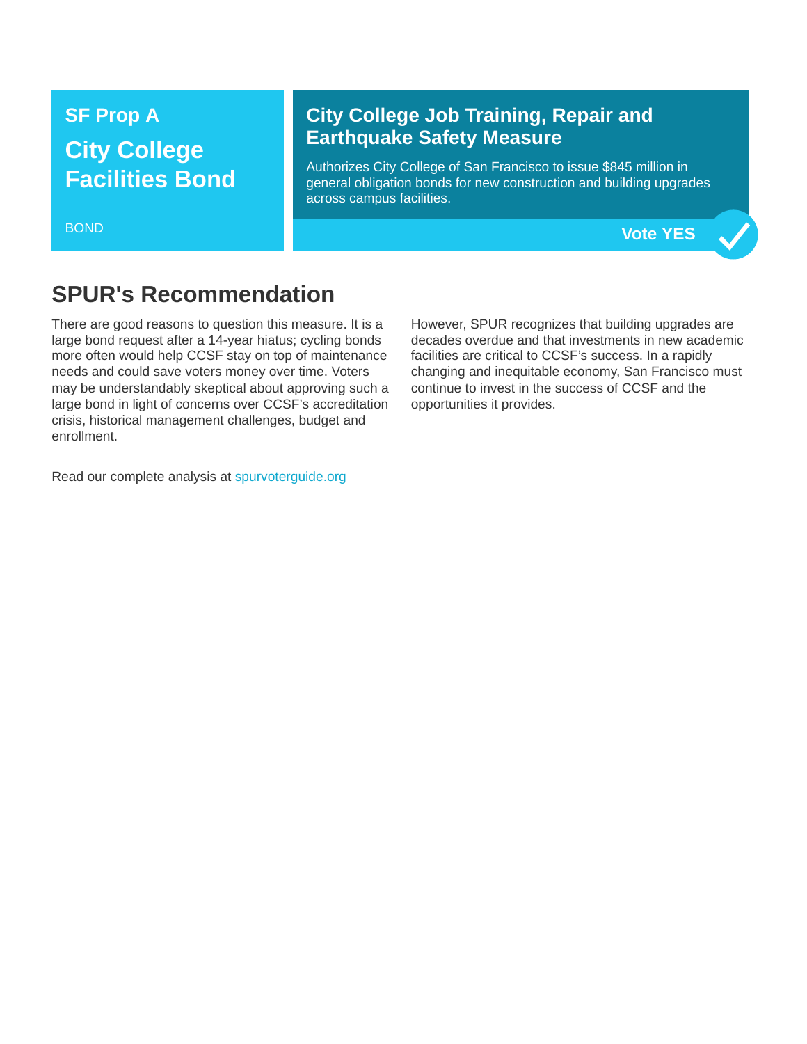**SF Prop A**

## City College Facilities Bond

BOND

### City College Job Training, Repair and Earthquake Safety Measure

Authorizes City College of San Francisco to issue $845 million in general obligation bonds for new construction and building upgrades across campus facilities.

**Vote YES**

## SPUR's Recommendation

There are good reasons to question this measure. It is a large bond request after a 14-year hiatus; cycling bonds more often would help CCSF stay on top of maintenance needs and could save voters money over time. Voters may be understandably skeptical about approving such a large bond in light of concerns over CCSF's accreditation crisis, historical management challenges, budget and enrollment.

However, SPUR recognizes that building upgrades are decades overdue and that investments in new academic facilities are critical to CCSF's success. In a rapidly changing and inequitable economy, San Francisco must continue to invest in the success of CCSF and the opportunities it provides.

Read our complete analysis at spurvoterguide.org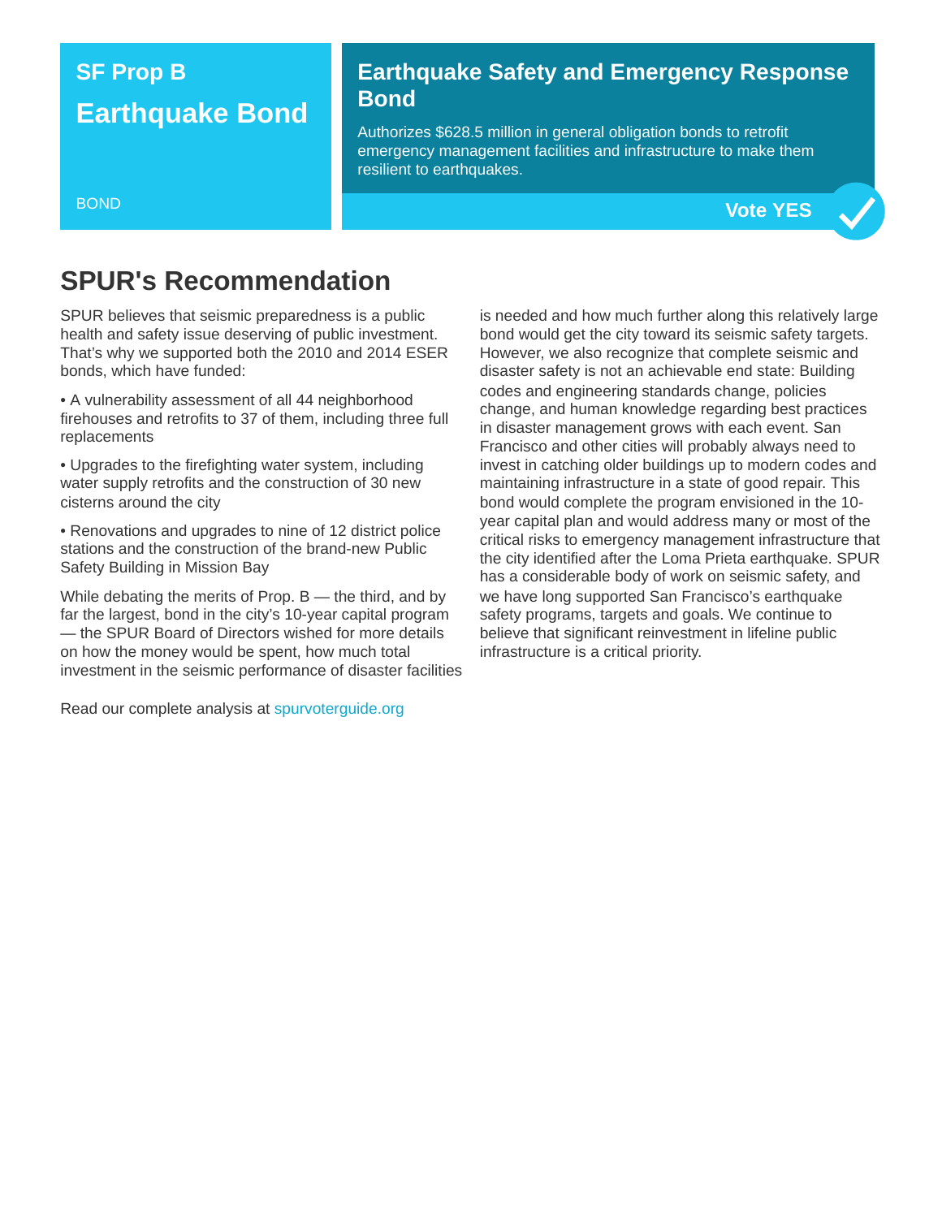## SF Prop B

# Earthquake Bond

BOND

## Earthquake Safety and Emergency Response Bond

Authorizes $628.5 million in general obligation bonds to retrofit emergency management facilities and infrastructure to make them resilient to earthquakes.

**Vote YES**

## SPUR's Recommendation

SPUR believes that seismic preparedness is a public health and safety issue deserving of public investment. That's why we supported both the 2010 and 2014 ESER bonds, which have funded:

- A vulnerability assessment of all 44 neighborhood firehouses and retrofits to 37 of them, including three full replacements
- Upgrades to the firefighting water system, including water supply retrofits and the construction of 30 new cisterns around the city
- Renovations and upgrades to nine of 12 district police stations and the construction of the brand-new Public Safety Building in Mission Bay

While debating the merits of Prop. B — the third, and by far the largest, bond in the city's 10-year capital program — the SPUR Board of Directors wished for more details on how the money would be spent, how much total investment in the seismic performance of disaster facilities is needed and how much further along this relatively large bond would get the city toward its seismic safety targets. However, we also recognize that complete seismic and disaster safety is not an achievable end state: Building codes and engineering standards change, policies change, and human knowledge regarding best practices in disaster management grows with each event. San Francisco and other cities will probably always need to invest in catching older buildings up to modern codes and maintaining infrastructure in a state of good repair. This bond would complete the program envisioned in the 10-year capital plan and would address many or most of the critical risks to emergency management infrastructure that the city identified after the Loma Prieta earthquake. SPUR has a considerable body of work on seismic safety, and we have long supported San Francisco's earthquake safety programs, targets and goals. We continue to believe that significant reinvestment in lifeline public infrastructure is a critical priority.

Read our complete analysis at spurvoterguide.org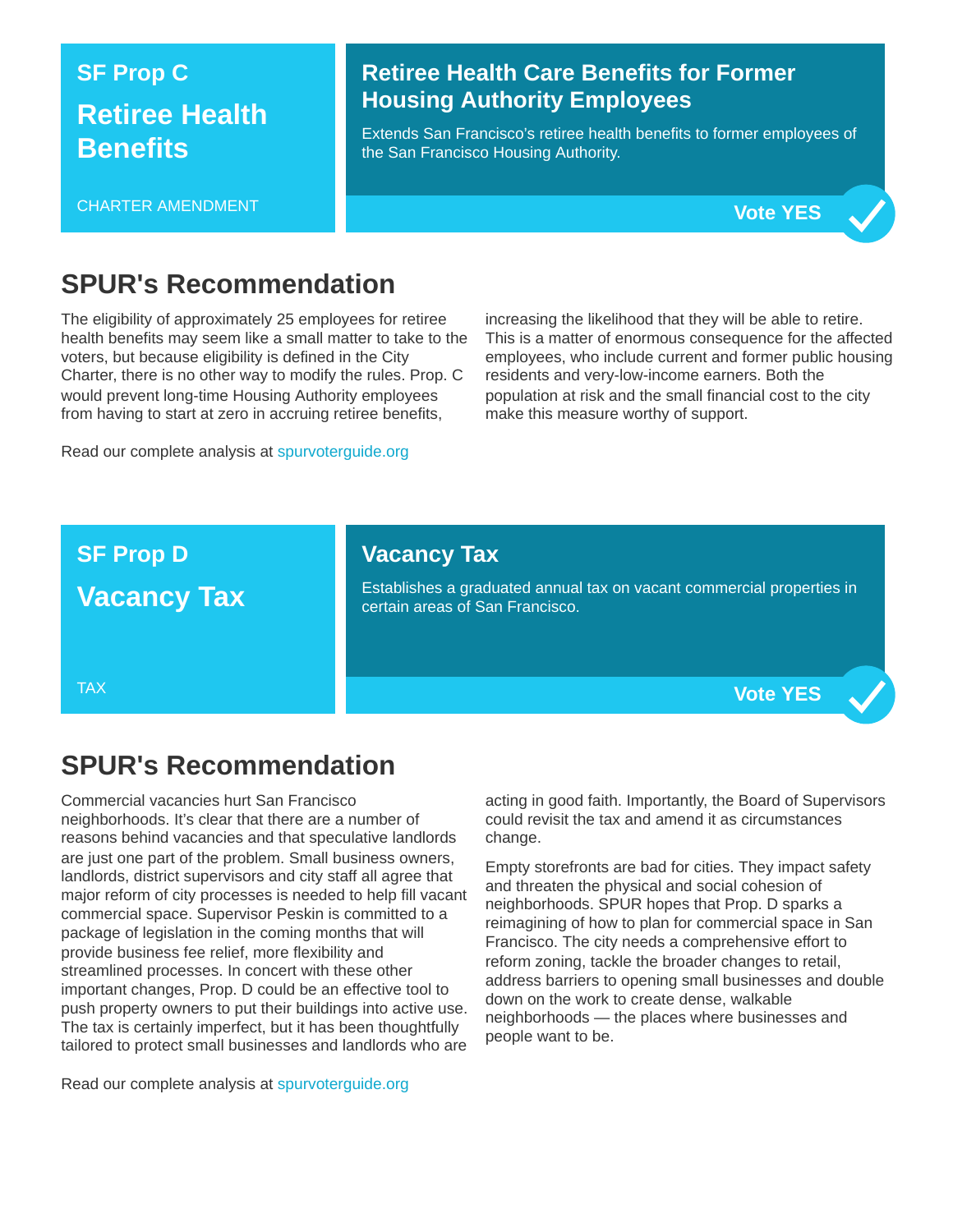## SF Prop C

# Retiree Health Benefits

CHARTER AMENDMENT

### Retiree Health Care Benefits for Former Housing Authority Employees

Extends San Francisco's retiree health benefits to former employees of the San Francisco Housing Authority.

**Vote YES**

## SPUR's Recommendation

The eligibility of approximately 25 employees for retiree health benefits may seem like a small matter to take to the voters, but because eligibility is defined in the City Charter, there is no other way to modify the rules. Prop. C would prevent long-time Housing Authority employees from having to start at zero in accruing retiree benefits, increasing the likelihood that they will be able to retire. This is a matter of enormous consequence for the affected employees, who include current and former public housing residents and very-low-income earners. Both the population at risk and the small financial cost to the city make this measure worthy of support.

Read our complete analysis at spurvoterguide.org

## SF Prop D

# Vacancy Tax

TAX

### Vacancy Tax

Establishes a graduated annual tax on vacant commercial properties in certain areas of San Francisco.

**Vote YES**

## SPUR's Recommendation

Commercial vacancies hurt San Francisco neighborhoods. It's clear that there are a number of reasons behind vacancies and that speculative landlords are just one part of the problem. Small business owners, landlords, district supervisors and city staff all agree that major reform of city processes is needed to help fill vacant commercial space. Supervisor Peskin is committed to a package of legislation in the coming months that will provide business fee relief, more flexibility and streamlined processes. In concert with these other important changes, Prop. D could be an effective tool to push property owners to put their buildings into active use. The tax is certainly imperfect, but it has been thoughtfully tailored to protect small businesses and landlords who are acting in good faith. Importantly, the Board of Supervisors could revisit the tax and amend it as circumstances change.

Empty storefronts are bad for cities. They impact safety and threaten the physical and social cohesion of neighborhoods. SPUR hopes that Prop. D sparks a reimagining of how to plan for commercial space in San Francisco. The city needs a comprehensive effort to reform zoning, tackle the broader changes to retail, address barriers to opening small businesses and double down on the work to create dense, walkable neighborhoods — the places where businesses and people want to be.

Read our complete analysis at spurvoterguide.org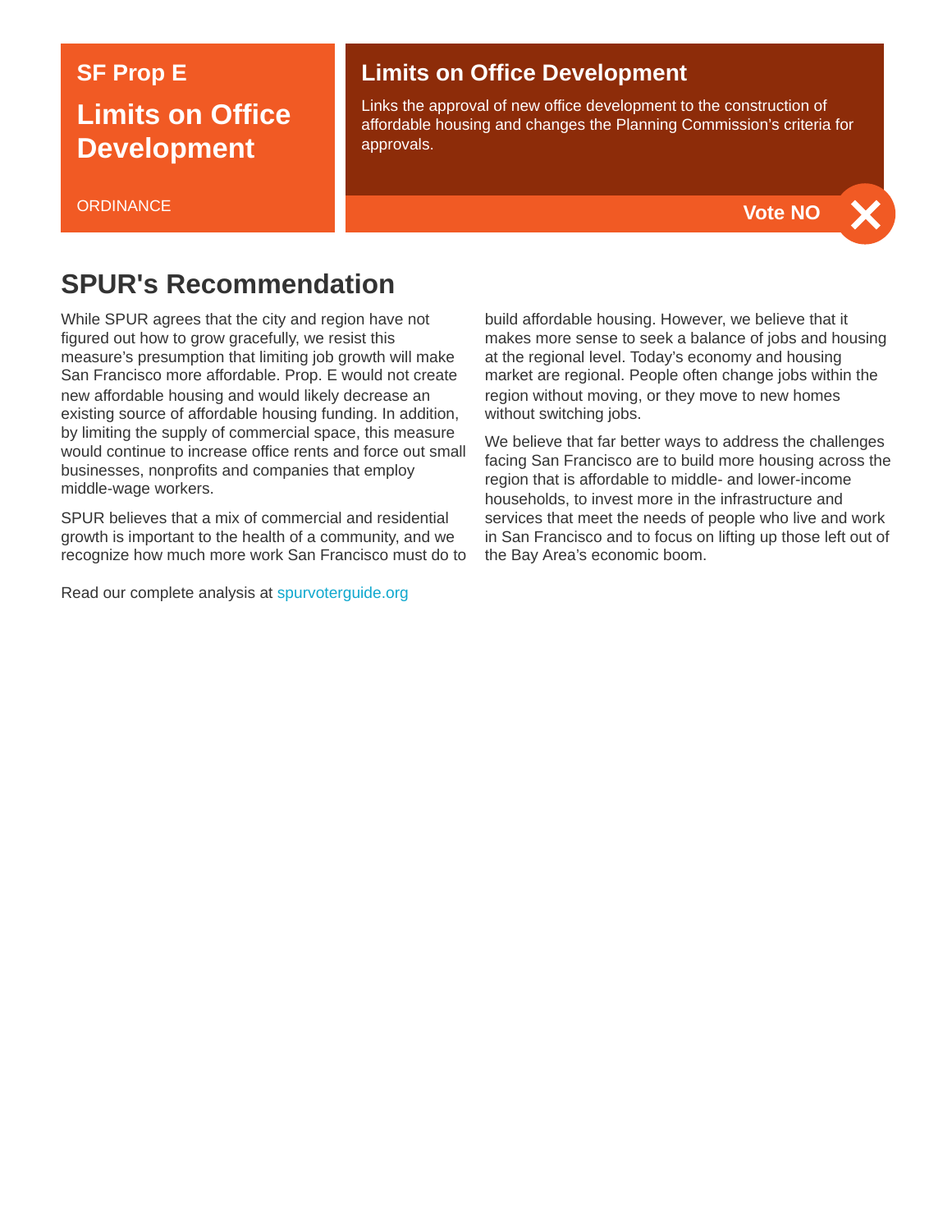**SF Prop E**

# Limits on Office Development

ORDINANCE

**Limits on Office Development**

Links the approval of new office development to the construction of affordable housing and changes the Planning Commission's criteria for approvals.

**Vote NO**

## SPUR's Recommendation

While SPUR agrees that the city and region have not figured out how to grow gracefully, we resist this measure's presumption that limiting job growth will make San Francisco more affordable. Prop. E would not create new affordable housing and would likely decrease an existing source of affordable housing funding. In addition, by limiting the supply of commercial space, this measure would continue to increase office rents and force out small businesses, nonprofits and companies that employ middle-wage workers.

SPUR believes that a mix of commercial and residential growth is important to the health of a community, and we recognize how much more work San Francisco must do to build affordable housing. However, we believe that it makes more sense to seek a balance of jobs and housing at the regional level. Today's economy and housing market are regional. People often change jobs within the region without moving, or they move to new homes without switching jobs.

We believe that far better ways to address the challenges facing San Francisco are to build more housing across the region that is affordable to middle- and lower-income households, to invest more in the infrastructure and services that meet the needs of people who live and work in San Francisco and to focus on lifting up those left out of the Bay Area's economic boom.

Read our complete analysis at spurvoterguide.org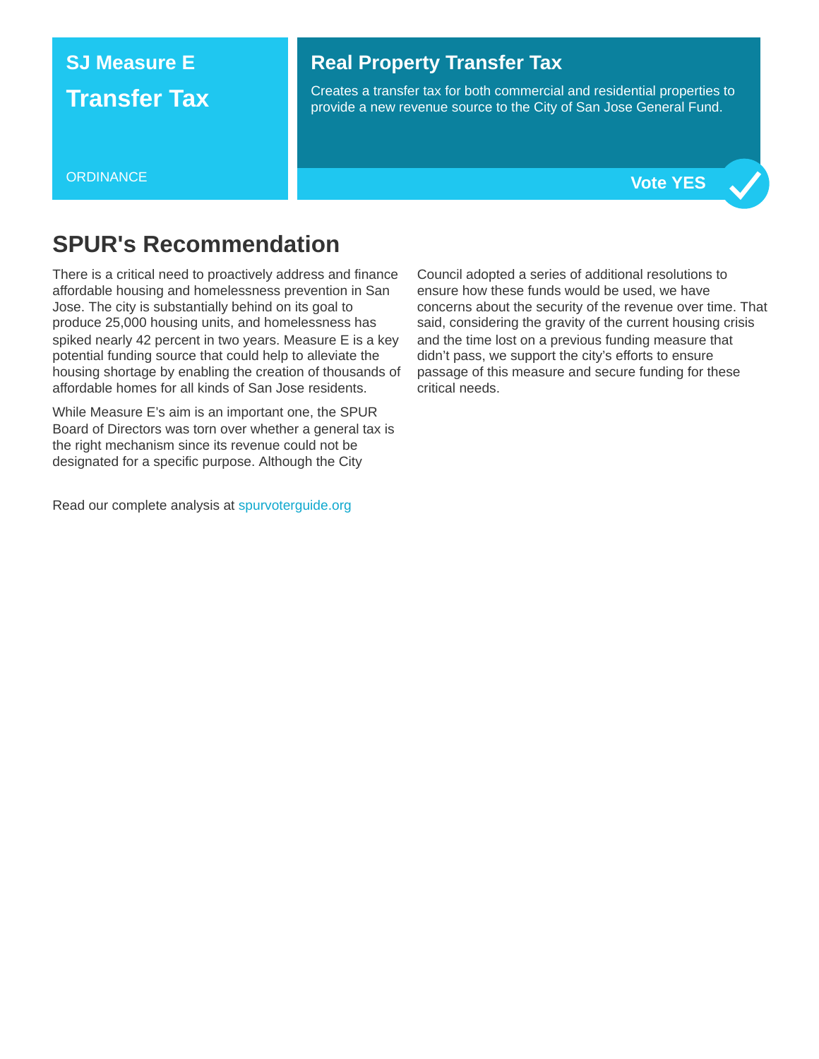**SJ Measure E**

## Transfer Tax

ORDINANCE

### Real Property Transfer Tax

Creates a transfer tax for both commercial and residential properties to provide a new revenue source to the City of San Jose General Fund.

**Vote YES**

## SPUR's Recommendation

There is a critical need to proactively address and finance affordable housing and homelessness prevention in San Jose. The city is substantially behind on its goal to produce 25,000 housing units, and homelessness has spiked nearly 42 percent in two years. Measure E is a key potential funding source that could help to alleviate the housing shortage by enabling the creation of thousands of affordable homes for all kinds of San Jose residents.

While Measure E's aim is an important one, the SPUR Board of Directors was torn over whether a general tax is the right mechanism since its revenue could not be designated for a specific purpose. Although the City Council adopted a series of additional resolutions to ensure how these funds would be used, we have concerns about the security of the revenue over time. That said, considering the gravity of the current housing crisis and the time lost on a previous funding measure that didn't pass, we support the city's efforts to ensure passage of this measure and secure funding for these critical needs.

Read our complete analysis at spurvoterguide.org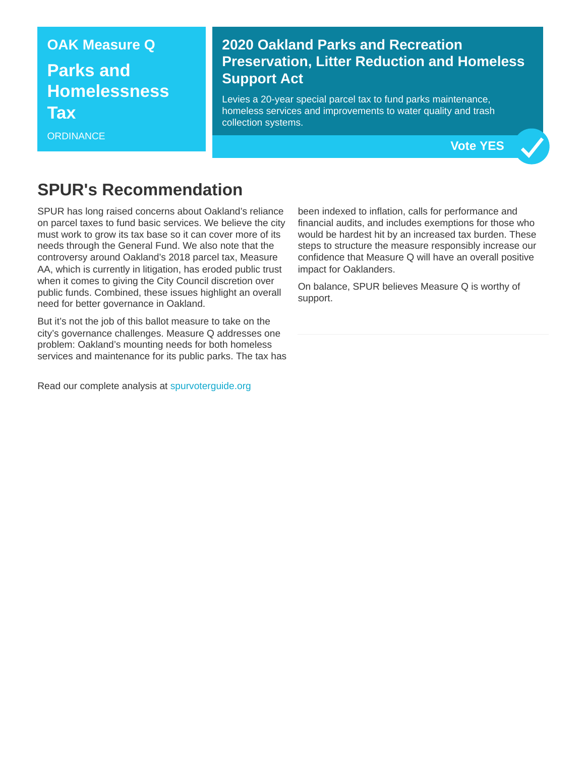**OAK Measure Q**

# Parks and Homelessness Tax

ORDINANCE

## 2020 Oakland Parks and Recreation Preservation, Litter Reduction and Homeless Support Act

Levies a 20-year special parcel tax to fund parks maintenance, homeless services and improvements to water quality and trash collection systems.

**Vote YES**

## SPUR's Recommendation

SPUR has long raised concerns about Oakland's reliance on parcel taxes to fund basic services. We believe the city must work to grow its tax base so it can cover more of its needs through the General Fund. We also note that the controversy around Oakland's 2018 parcel tax, Measure AA, which is currently in litigation, has eroded public trust when it comes to giving the City Council discretion over public funds. Combined, these issues highlight an overall need for better governance in Oakland.

But it's not the job of this ballot measure to take on the city's governance challenges. Measure Q addresses one problem: Oakland's mounting needs for both homeless services and maintenance for its public parks. The tax has been indexed to inflation, calls for performance and financial audits, and includes exemptions for those who would be hardest hit by an increased tax burden. These steps to structure the measure responsibly increase our confidence that Measure Q will have an overall positive impact for Oaklanders.

On balance, SPUR believes Measure Q is worthy of support.

Read our complete analysis at spurvoterguide.org